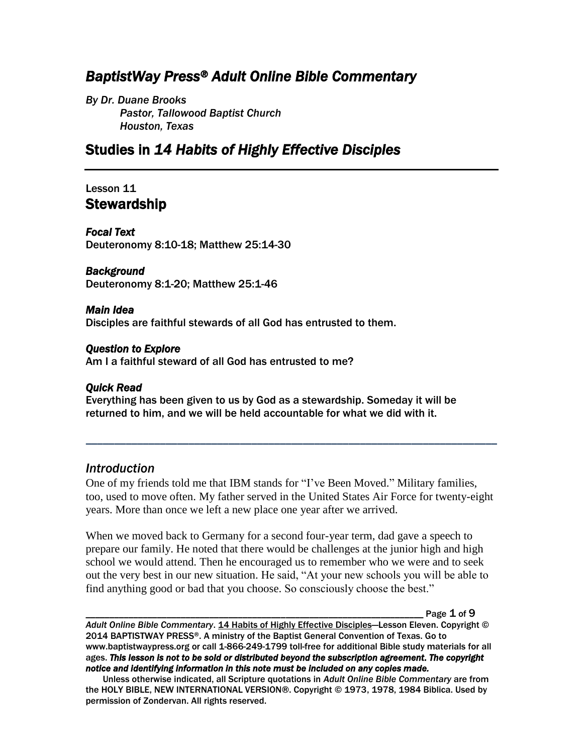# *BaptistWay Press® Adult Online Bible Commentary*

*By Dr. Duane Brooks*
*Pastor, Tallowood Baptist Church*
*Houston, Texas*

## Studies in *14 Habits of Highly Effective Disciples*

---

Lesson 11
## Stewardship

***Focal Text***
Deuteronomy 8:10-18; Matthew 25:14-30

***Background***
Deuteronomy 8:1-20; Matthew 25:1-46

***Main Idea***
Disciples are faithful stewards of all God has entrusted to them.

***Question to Explore***
Am I a faithful steward of all God has entrusted to me?

***Quick Read***
Everything has been given to us by God as a stewardship. Someday it will be returned to him, and we will be held accountable for what we did with it.

---

### *Introduction*

One of my friends told me that IBM stands for "I've Been Moved." Military families, too, used to move often. My father served in the United States Air Force for twenty-eight years. More than once we left a new place one year after we arrived.

When we moved back to Germany for a second four-year term, dad gave a speech to prepare our family. He noted that there would be challenges at the junior high and high school we would attend. Then he encouraged us to remember who we were and to seek out the very best in our new situation. He said, "At your new schools you will be able to find anything good or bad that you choose. So consciously choose the best."

---

*Adult Online Bible Commentary*. 14 Habits of Highly Effective Disciples—Lesson Eleven. Copyright © 2014 BAPTISTWAY PRESS®. A ministry of the Baptist General Convention of Texas. Go to www.baptistwaypress.org or call 1-866-249-1799 toll-free for additional Bible study materials for all ages. ***This lesson is not to be sold or distributed beyond the subscription agreement. The copyright notice and identifying information in this note must be included on any copies made.***

Unless otherwise indicated, all Scripture quotations in *Adult Online Bible Commentary* are from the HOLY BIBLE, NEW INTERNATIONAL VERSION®. Copyright © 1973, 1978, 1984 Biblica. Used by permission of Zondervan. All rights reserved.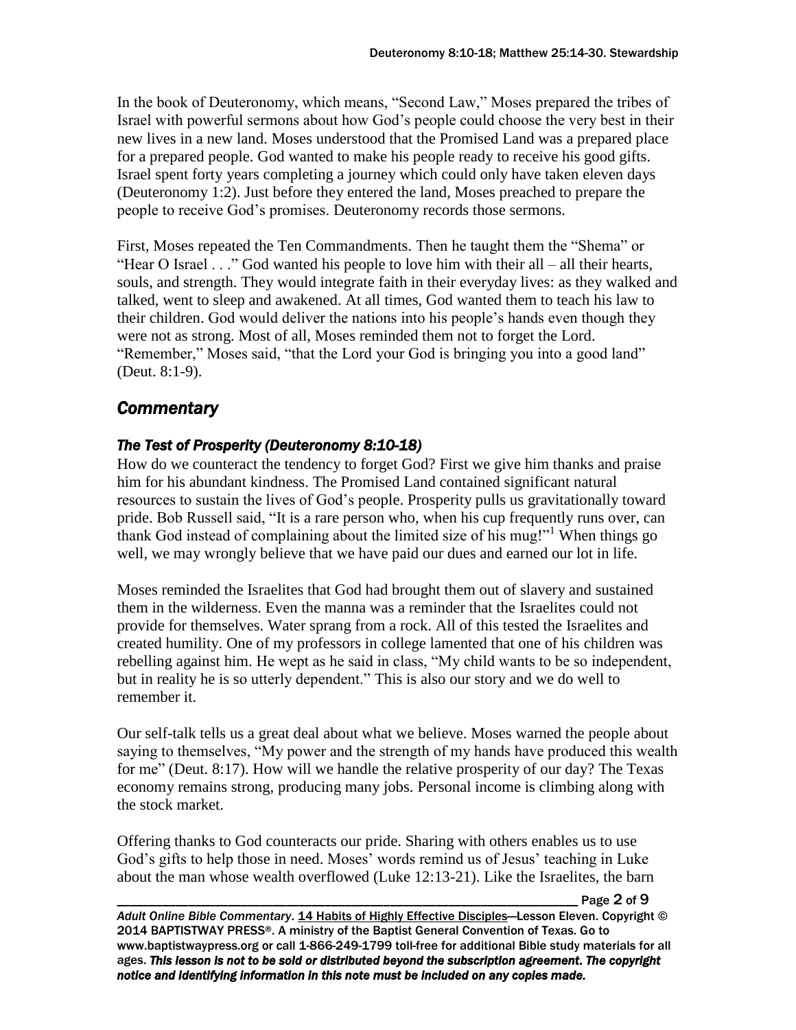In the book of Deuteronomy, which means, "Second Law," Moses prepared the tribes of Israel with powerful sermons about how God's people could choose the very best in their new lives in a new land. Moses understood that the Promised Land was a prepared place for a prepared people. God wanted to make his people ready to receive his good gifts. Israel spent forty years completing a journey which could only have taken eleven days (Deuteronomy 1:2). Just before they entered the land, Moses preached to prepare the people to receive God's promises. Deuteronomy records those sermons.

First, Moses repeated the Ten Commandments. Then he taught them the "Shema" or "Hear O Israel . . ." God wanted his people to love him with their all – all their hearts, souls, and strength. They would integrate faith in their everyday lives: as they walked and talked, went to sleep and awakened. At all times, God wanted them to teach his law to their children. God would deliver the nations into his people's hands even though they were not as strong. Most of all, Moses reminded them not to forget the Lord. "Remember," Moses said, "that the Lord your God is bringing you into a good land" (Deut. 8:1-9).

## *Commentary*

### *The Test of Prosperity (Deuteronomy 8:10-18)*

How do we counteract the tendency to forget God? First we give him thanks and praise him for his abundant kindness. The Promised Land contained significant natural resources to sustain the lives of God's people. Prosperity pulls us gravitationally toward pride. Bob Russell said, "It is a rare person who, when his cup frequently runs over, can thank God instead of complaining about the limited size of his mug!"[1] When things go well, we may wrongly believe that we have paid our dues and earned our lot in life.

Moses reminded the Israelites that God had brought them out of slavery and sustained them in the wilderness. Even the manna was a reminder that the Israelites could not provide for themselves. Water sprang from a rock. All of this tested the Israelites and created humility. One of my professors in college lamented that one of his children was rebelling against him. He wept as he said in class, "My child wants to be so independent, but in reality he is so utterly dependent." This is also our story and we do well to remember it.

Our self-talk tells us a great deal about what we believe. Moses warned the people about saying to themselves, "My power and the strength of my hands have produced this wealth for me" (Deut. 8:17). How will we handle the relative prosperity of our day? The Texas economy remains strong, producing many jobs. Personal income is climbing along with the stock market.

Offering thanks to God counteracts our pride. Sharing with others enables us to use God's gifts to help those in need. Moses' words remind us of Jesus' teaching in Luke about the man whose wealth overflowed (Luke 12:13-21). Like the Israelites, the barn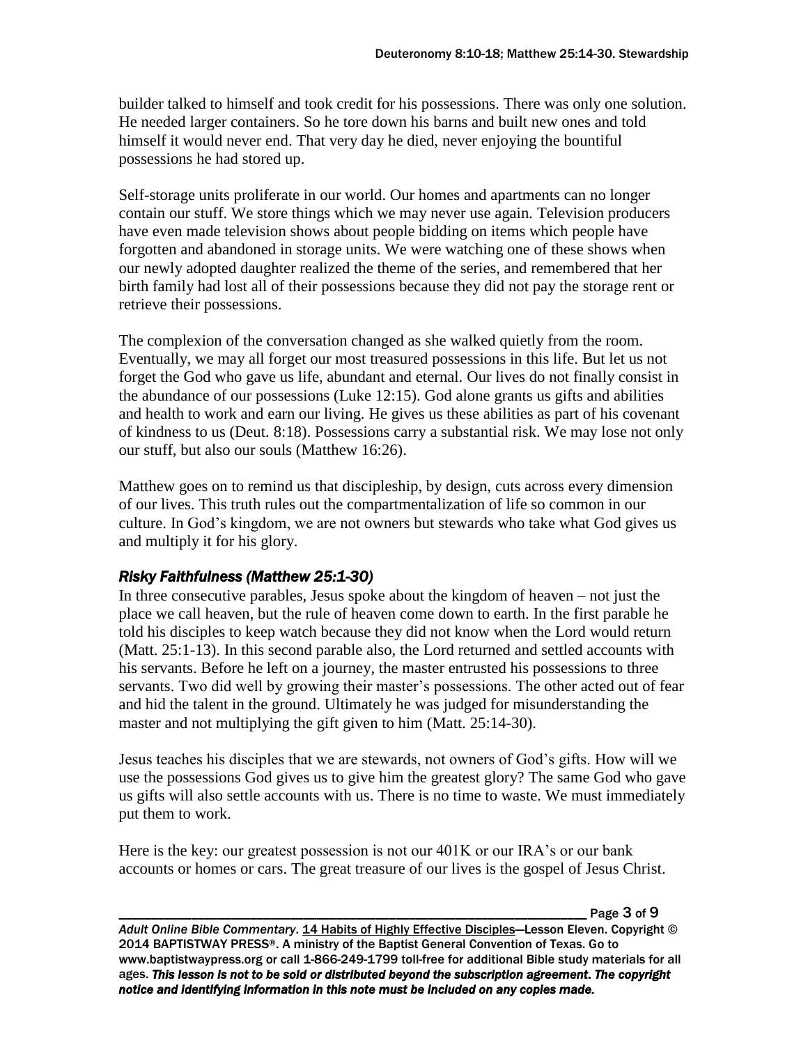builder talked to himself and took credit for his possessions. There was only one solution. He needed larger containers. So he tore down his barns and built new ones and told himself it would never end. That very day he died, never enjoying the bountiful possessions he had stored up.

Self-storage units proliferate in our world. Our homes and apartments can no longer contain our stuff. We store things which we may never use again. Television producers have even made television shows about people bidding on items which people have forgotten and abandoned in storage units. We were watching one of these shows when our newly adopted daughter realized the theme of the series, and remembered that her birth family had lost all of their possessions because they did not pay the storage rent or retrieve their possessions.

The complexion of the conversation changed as she walked quietly from the room. Eventually, we may all forget our most treasured possessions in this life. But let us not forget the God who gave us life, abundant and eternal. Our lives do not finally consist in the abundance of our possessions (Luke 12:15). God alone grants us gifts and abilities and health to work and earn our living. He gives us these abilities as part of his covenant of kindness to us (Deut. 8:18). Possessions carry a substantial risk. We may lose not only our stuff, but also our souls (Matthew 16:26).

Matthew goes on to remind us that discipleship, by design, cuts across every dimension of our lives. This truth rules out the compartmentalization of life so common in our culture. In God's kingdom, we are not owners but stewards who take what God gives us and multiply it for his glory.

### *Risky Faithfulness (Matthew 25:1-30)*

In three consecutive parables, Jesus spoke about the kingdom of heaven – not just the place we call heaven, but the rule of heaven come down to earth. In the first parable he told his disciples to keep watch because they did not know when the Lord would return (Matt. 25:1-13). In this second parable also, the Lord returned and settled accounts with his servants. Before he left on a journey, the master entrusted his possessions to three servants. Two did well by growing their master's possessions. The other acted out of fear and hid the talent in the ground. Ultimately he was judged for misunderstanding the master and not multiplying the gift given to him (Matt. 25:14-30).

Jesus teaches his disciples that we are stewards, not owners of God's gifts. How will we use the possessions God gives us to give him the greatest glory? The same God who gave us gifts will also settle accounts with us. There is no time to waste. We must immediately put them to work.

Here is the key: our greatest possession is not our 401K or our IRA's or our bank accounts or homes or cars. The great treasure of our lives is the gospel of Jesus Christ.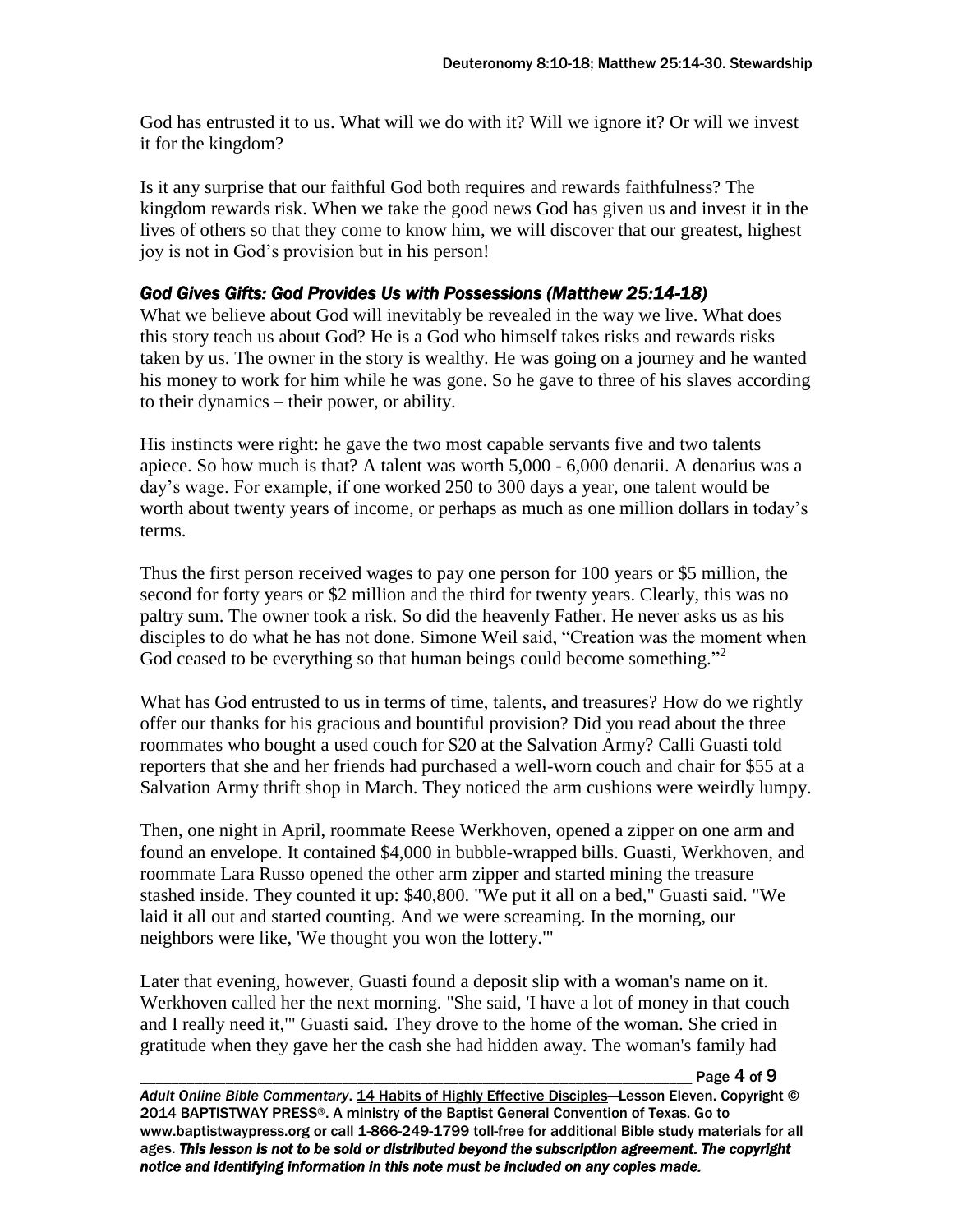God has entrusted it to us. What will we do with it? Will we ignore it? Or will we invest it for the kingdom?

Is it any surprise that our faithful God both requires and rewards faithfulness? The kingdom rewards risk. When we take the good news God has given us and invest it in the lives of others so that they come to know him, we will discover that our greatest, highest joy is not in God's provision but in his person!

### *God Gives Gifts: God Provides Us with Possessions (Matthew 25:14-18)*

What we believe about God will inevitably be revealed in the way we live. What does this story teach us about God? He is a God who himself takes risks and rewards risks taken by us. The owner in the story is wealthy. He was going on a journey and he wanted his money to work for him while he was gone. So he gave to three of his slaves according to their dynamics – their power, or ability.

His instincts were right: he gave the two most capable servants five and two talents apiece. So how much is that? A talent was worth 5,000 - 6,000 denarii. A denarius was a day's wage. For example, if one worked 250 to 300 days a year, one talent would be worth about twenty years of income, or perhaps as much as one million dollars in today's terms.

Thus the first person received wages to pay one person for 100 years or $5 million, the second for forty years or $2 million and the third for twenty years. Clearly, this was no paltry sum. The owner took a risk. So did the heavenly Father. He never asks us as his disciples to do what he has not done. Simone Weil said, "Creation was the moment when God ceased to be everything so that human beings could become something."[2]

What has God entrusted to us in terms of time, talents, and treasures? How do we rightly offer our thanks for his gracious and bountiful provision? Did you read about the three roommates who bought a used couch for $20 at the Salvation Army? Calli Guasti told reporters that she and her friends had purchased a well-worn couch and chair for $55 at a Salvation Army thrift shop in March. They noticed the arm cushions were weirdly lumpy.

Then, one night in April, roommate Reese Werkhoven, opened a zipper on one arm and found an envelope. It contained $4,000 in bubble-wrapped bills. Guasti, Werkhoven, and roommate Lara Russo opened the other arm zipper and started mining the treasure stashed inside. They counted it up: $40,800. "We put it all on a bed," Guasti said. "We laid it all out and started counting. And we were screaming. In the morning, our neighbors were like, 'We thought you won the lottery.'"

Later that evening, however, Guasti found a deposit slip with a woman's name on it. Werkhoven called her the next morning. "She said, 'I have a lot of money in that couch and I really need it,'" Guasti said. They drove to the home of the woman. She cried in gratitude when they gave her the cash she had hidden away. The woman's family had

*Adult Online Bible Commentary*. 14 Habits of Highly Effective Disciples—Lesson Eleven. Copyright © 2014 BAPTISTWAY PRESS®. A ministry of the Baptist General Convention of Texas. Go to www.baptistwaypress.org or call 1-866-249-1799 toll-free for additional Bible study materials for all ages. ***This lesson is not to be sold or distributed beyond the subscription agreement. The copyright notice and identifying information in this note must be included on any copies made.***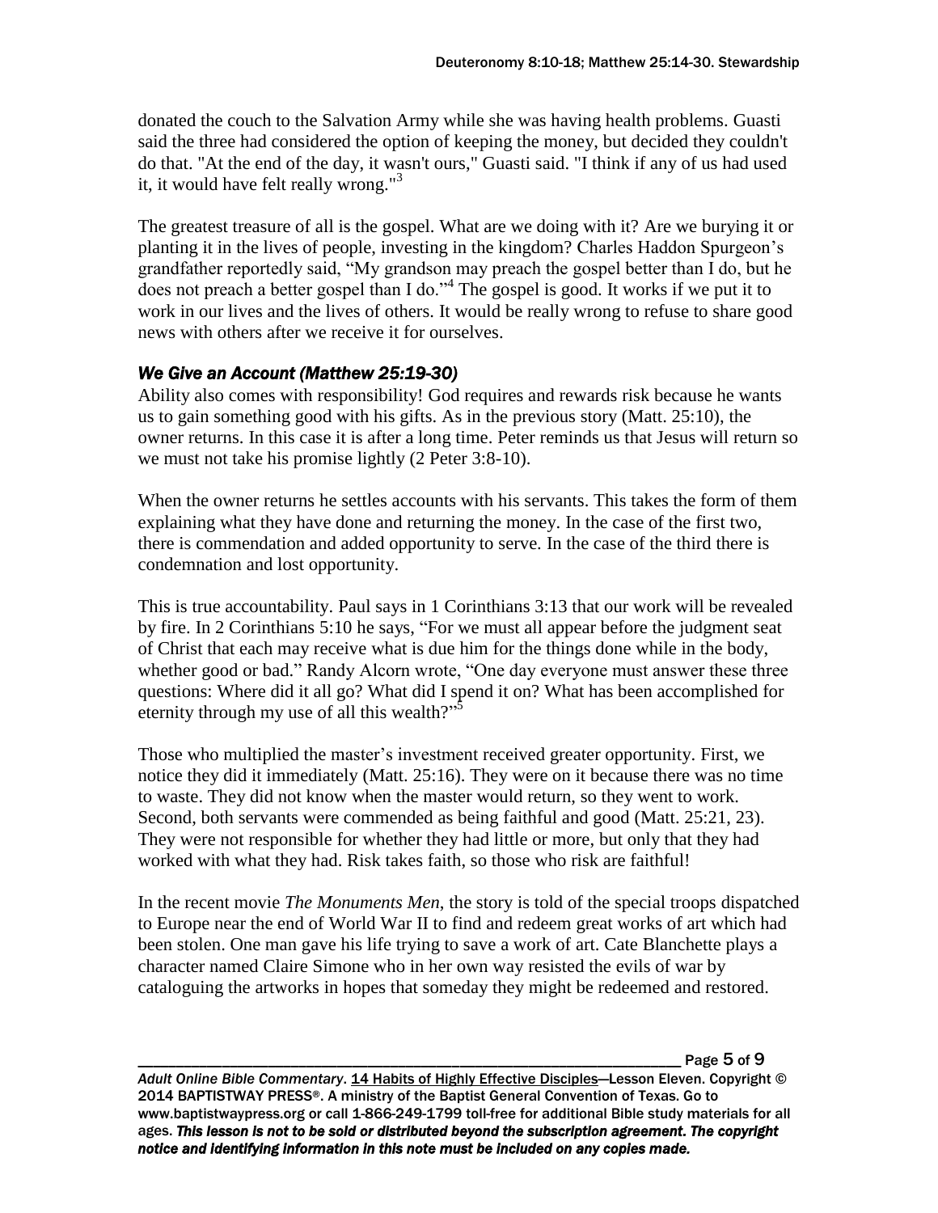donated the couch to the Salvation Army while she was having health problems. Guasti said the three had considered the option of keeping the money, but decided they couldn't do that. "At the end of the day, it wasn't ours," Guasti said. "I think if any of us had used it, it would have felt really wrong."[3]

The greatest treasure of all is the gospel. What are we doing with it? Are we burying it or planting it in the lives of people, investing in the kingdom? Charles Haddon Spurgeon's grandfather reportedly said, "My grandson may preach the gospel better than I do, but he does not preach a better gospel than I do."[4] The gospel is good. It works if we put it to work in our lives and the lives of others. It would be really wrong to refuse to share good news with others after we receive it for ourselves.

### *We Give an Account (Matthew 25:19-30)*

Ability also comes with responsibility! God requires and rewards risk because he wants us to gain something good with his gifts. As in the previous story (Matt. 25:10), the owner returns. In this case it is after a long time. Peter reminds us that Jesus will return so we must not take his promise lightly (2 Peter 3:8-10).

When the owner returns he settles accounts with his servants. This takes the form of them explaining what they have done and returning the money. In the case of the first two, there is commendation and added opportunity to serve. In the case of the third there is condemnation and lost opportunity.

This is true accountability. Paul says in 1 Corinthians 3:13 that our work will be revealed by fire. In 2 Corinthians 5:10 he says, "For we must all appear before the judgment seat of Christ that each may receive what is due him for the things done while in the body, whether good or bad." Randy Alcorn wrote, "One day everyone must answer these three questions: Where did it all go? What did I spend it on? What has been accomplished for eternity through my use of all this wealth?"[5]

Those who multiplied the master's investment received greater opportunity. First, we notice they did it immediately (Matt. 25:16). They were on it because there was no time to waste. They did not know when the master would return, so they went to work. Second, both servants were commended as being faithful and good (Matt. 25:21, 23). They were not responsible for whether they had little or more, but only that they had worked with what they had. Risk takes faith, so those who risk are faithful!

In the recent movie *The Monuments Men*, the story is told of the special troops dispatched to Europe near the end of World War II to find and redeem great works of art which had been stolen. One man gave his life trying to save a work of art. Cate Blanchette plays a character named Claire Simone who in her own way resisted the evils of war by cataloguing the artworks in hopes that someday they might be redeemed and restored.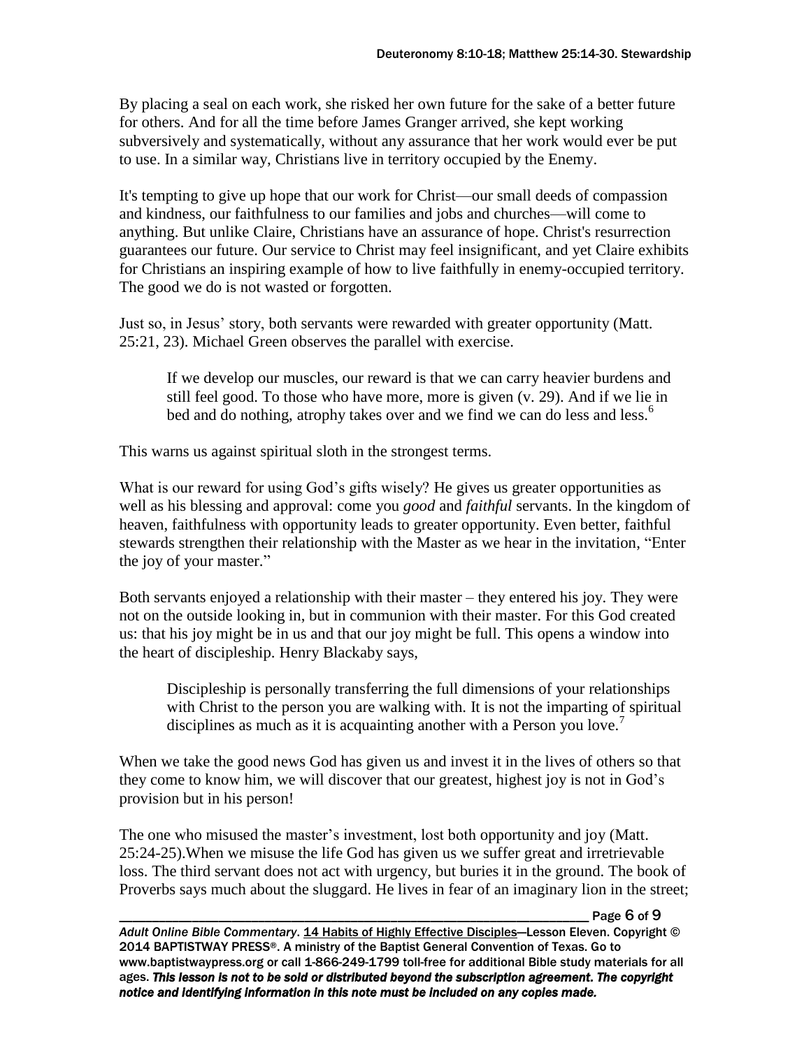By placing a seal on each work, she risked her own future for the sake of a better future for others. And for all the time before James Granger arrived, she kept working subversively and systematically, without any assurance that her work would ever be put to use. In a similar way, Christians live in territory occupied by the Enemy.

It's tempting to give up hope that our work for Christ—our small deeds of compassion and kindness, our faithfulness to our families and jobs and churches—will come to anything. But unlike Claire, Christians have an assurance of hope. Christ's resurrection guarantees our future. Our service to Christ may feel insignificant, and yet Claire exhibits for Christians an inspiring example of how to live faithfully in enemy-occupied territory. The good we do is not wasted or forgotten.

Just so, in Jesus' story, both servants were rewarded with greater opportunity (Matt. 25:21, 23). Michael Green observes the parallel with exercise.

> If we develop our muscles, our reward is that we can carry heavier burdens and still feel good. To those who have more, more is given (v. 29). And if we lie in bed and do nothing, atrophy takes over and we find we can do less and less.[6]

This warns us against spiritual sloth in the strongest terms.

What is our reward for using God's gifts wisely? He gives us greater opportunities as well as his blessing and approval: come you *good* and *faithful* servants. In the kingdom of heaven, faithfulness with opportunity leads to greater opportunity. Even better, faithful stewards strengthen their relationship with the Master as we hear in the invitation, "Enter the joy of your master."

Both servants enjoyed a relationship with their master – they entered his joy. They were not on the outside looking in, but in communion with their master. For this God created us: that his joy might be in us and that our joy might be full. This opens a window into the heart of discipleship. Henry Blackaby says,

> Discipleship is personally transferring the full dimensions of your relationships with Christ to the person you are walking with. It is not the imparting of spiritual disciplines as much as it is acquainting another with a Person you love.[7]

When we take the good news God has given us and invest it in the lives of others so that they come to know him, we will discover that our greatest, highest joy is not in God's provision but in his person!

The one who misused the master's investment, lost both opportunity and joy (Matt. 25:24-25).When we misuse the life God has given us we suffer great and irretrievable loss. The third servant does not act with urgency, but buries it in the ground. The book of Proverbs says much about the sluggard. He lives in fear of an imaginary lion in the street;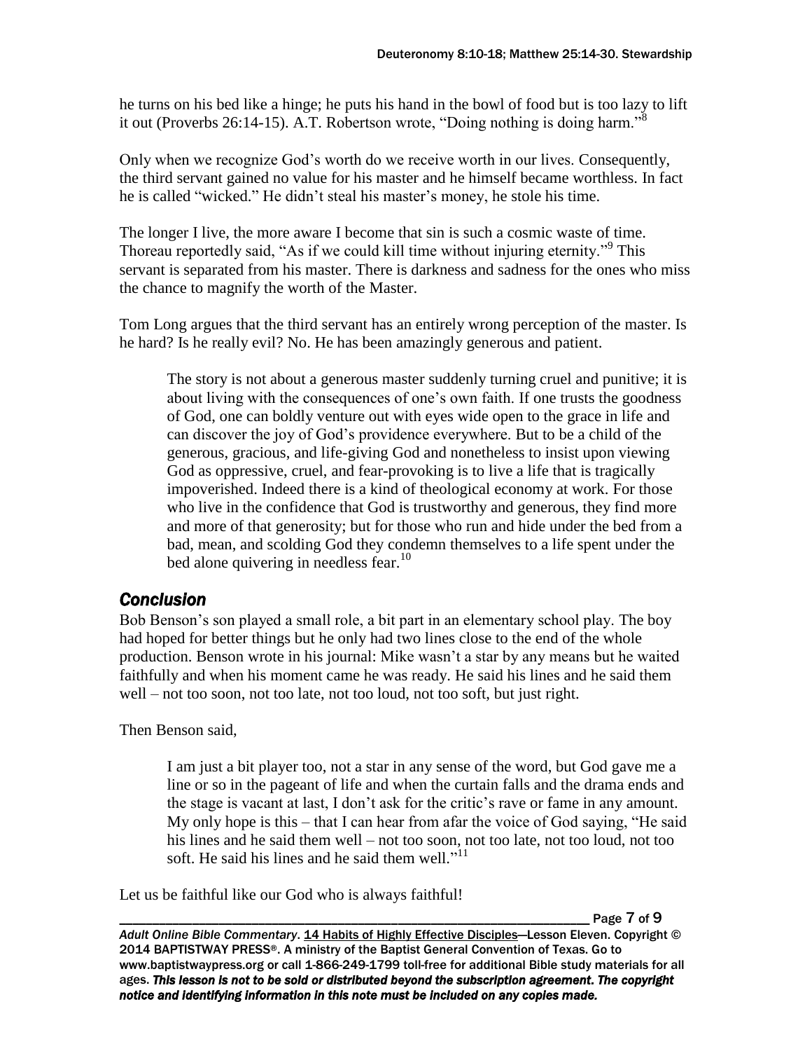he turns on his bed like a hinge; he puts his hand in the bowl of food but is too lazy to lift it out (Proverbs 26:14-15). A.T. Robertson wrote, "Doing nothing is doing harm."[8]

Only when we recognize God's worth do we receive worth in our lives. Consequently, the third servant gained no value for his master and he himself became worthless. In fact he is called "wicked." He didn't steal his master's money, he stole his time.

The longer I live, the more aware I become that sin is such a cosmic waste of time. Thoreau reportedly said, "As if we could kill time without injuring eternity."[9] This servant is separated from his master. There is darkness and sadness for the ones who miss the chance to magnify the worth of the Master.

Tom Long argues that the third servant has an entirely wrong perception of the master. Is he hard? Is he really evil? No. He has been amazingly generous and patient.

> The story is not about a generous master suddenly turning cruel and punitive; it is about living with the consequences of one's own faith. If one trusts the goodness of God, one can boldly venture out with eyes wide open to the grace in life and can discover the joy of God's providence everywhere. But to be a child of the generous, gracious, and life-giving God and nonetheless to insist upon viewing God as oppressive, cruel, and fear-provoking is to live a life that is tragically impoverished. Indeed there is a kind of theological economy at work. For those who live in the confidence that God is trustworthy and generous, they find more and more of that generosity; but for those who run and hide under the bed from a bad, mean, and scolding God they condemn themselves to a life spent under the bed alone quivering in needless fear.[10]

## *Conclusion*

Bob Benson's son played a small role, a bit part in an elementary school play. The boy had hoped for better things but he only had two lines close to the end of the whole production. Benson wrote in his journal: Mike wasn't a star by any means but he waited faithfully and when his moment came he was ready. He said his lines and he said them well – not too soon, not too late, not too loud, not too soft, but just right.

Then Benson said,

> I am just a bit player too, not a star in any sense of the word, but God gave me a line or so in the pageant of life and when the curtain falls and the drama ends and the stage is vacant at last, I don't ask for the critic's rave or fame in any amount. My only hope is this – that I can hear from afar the voice of God saying, "He said his lines and he said them well – not too soon, not too late, not too loud, not too soft. He said his lines and he said them well."[11]

Let us be faithful like our God who is always faithful!

*Adult Online Bible Commentary*. 14 Habits of Highly Effective Disciples—Lesson Eleven. Copyright © 2014 BAPTISTWAY PRESS®. A ministry of the Baptist General Convention of Texas. Go to www.baptistwaypress.org or call 1-866-249-1799 toll-free for additional Bible study materials for all ages. ***This lesson is not to be sold or distributed beyond the subscription agreement. The copyright notice and identifying information in this note must be included on any copies made.***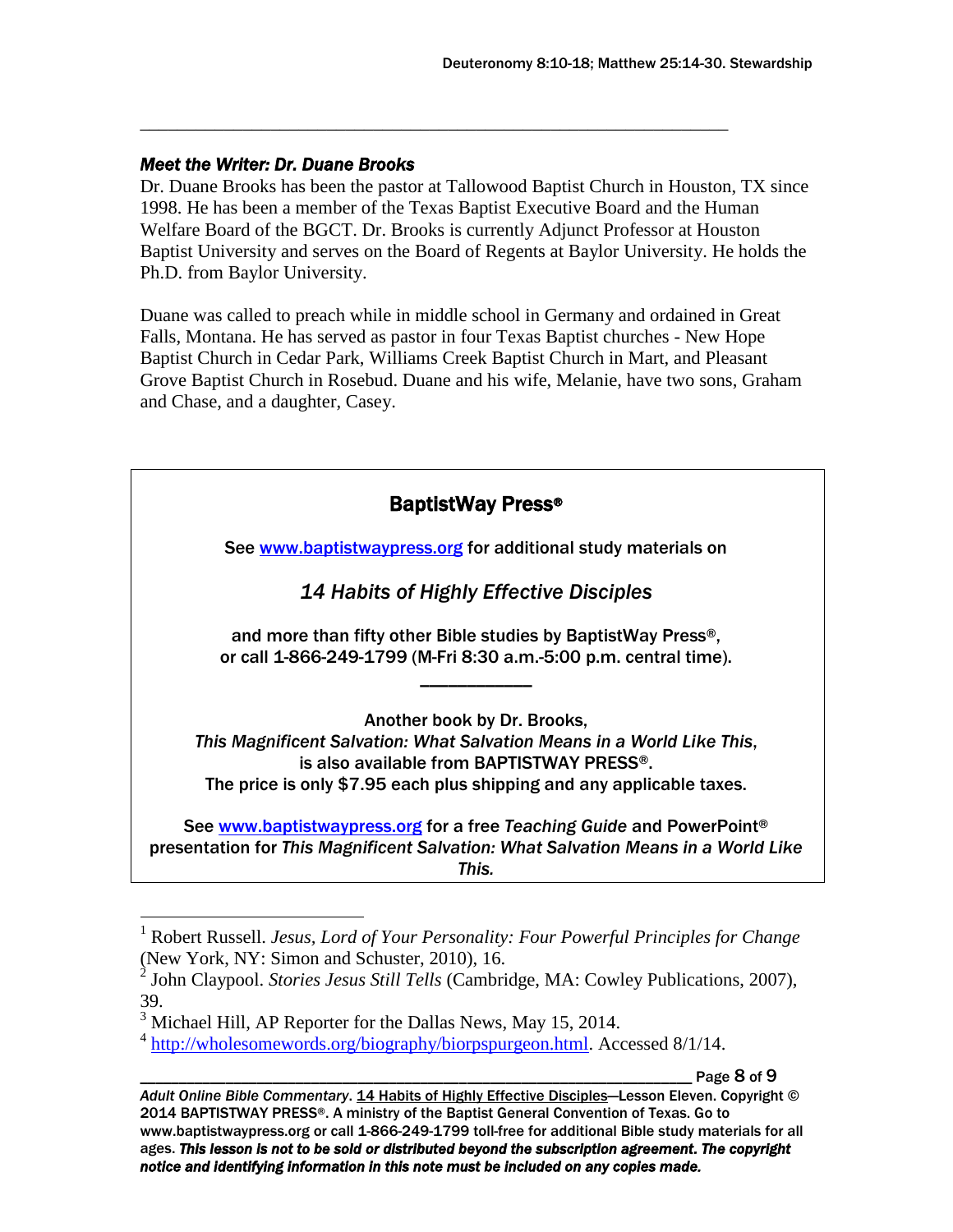### *Meet the Writer: Dr. Duane Brooks*

Dr. Duane Brooks has been the pastor at Tallowood Baptist Church in Houston, TX since 1998. He has been a member of the Texas Baptist Executive Board and the Human Welfare Board of the BGCT. Dr. Brooks is currently Adjunct Professor at Houston Baptist University and serves on the Board of Regents at Baylor University. He holds the Ph.D. from Baylor University.

Duane was called to preach while in middle school in Germany and ordained in Great Falls, Montana. He has served as pastor in four Texas Baptist churches - New Hope Baptist Church in Cedar Park, Williams Creek Baptist Church in Mart, and Pleasant Grove Baptist Church in Rosebud. Duane and his wife, Melanie, have two sons, Graham and Chase, and a daughter, Casey.

---

**BaptistWay Press®**

**See www.baptistwaypress.org for additional study materials on**

***14 Habits of Highly Effective Disciples***

**and more than fifty other Bible studies by BaptistWay Press®, or call 1-866-249-1799 (M-Fri 8:30 a.m.-5:00 p.m. central time).**

---

**Another book by Dr. Brooks, *This Magnificent Salvation: What Salvation Means in a World Like This*, is also available from BAPTISTWAY PRESS®. The price is only $7.95 each plus shipping and any applicable taxes.**

**See www.baptistwaypress.org for a free *Teaching Guide* and PowerPoint® presentation for *This Magnificent Salvation: What Salvation Means in a World Like This.***

---

[1] Robert Russell. *Jesus, Lord of Your Personality: Four Powerful Principles for Change* (New York, NY: Simon and Schuster, 2010), 16.

[2] John Claypool. *Stories Jesus Still Tells* (Cambridge, MA: Cowley Publications, 2007), 39.

[3] Michael Hill, AP Reporter for the Dallas News, May 15, 2014.

[4] http://wholesomewords.org/biography/biorpspurgeon.html. Accessed 8/1/14.

*Adult Online Bible Commentary*. 14 Habits of Highly Effective Disciples—Lesson Eleven. Copyright © 2014 BAPTISTWAY PRESS®. A ministry of the Baptist General Convention of Texas. Go to www.baptistwaypress.org or call 1-866-249-1799 toll-free for additional Bible study materials for all ages. ***This lesson is not to be sold or distributed beyond the subscription agreement. The copyright notice and identifying information in this note must be included on any copies made.***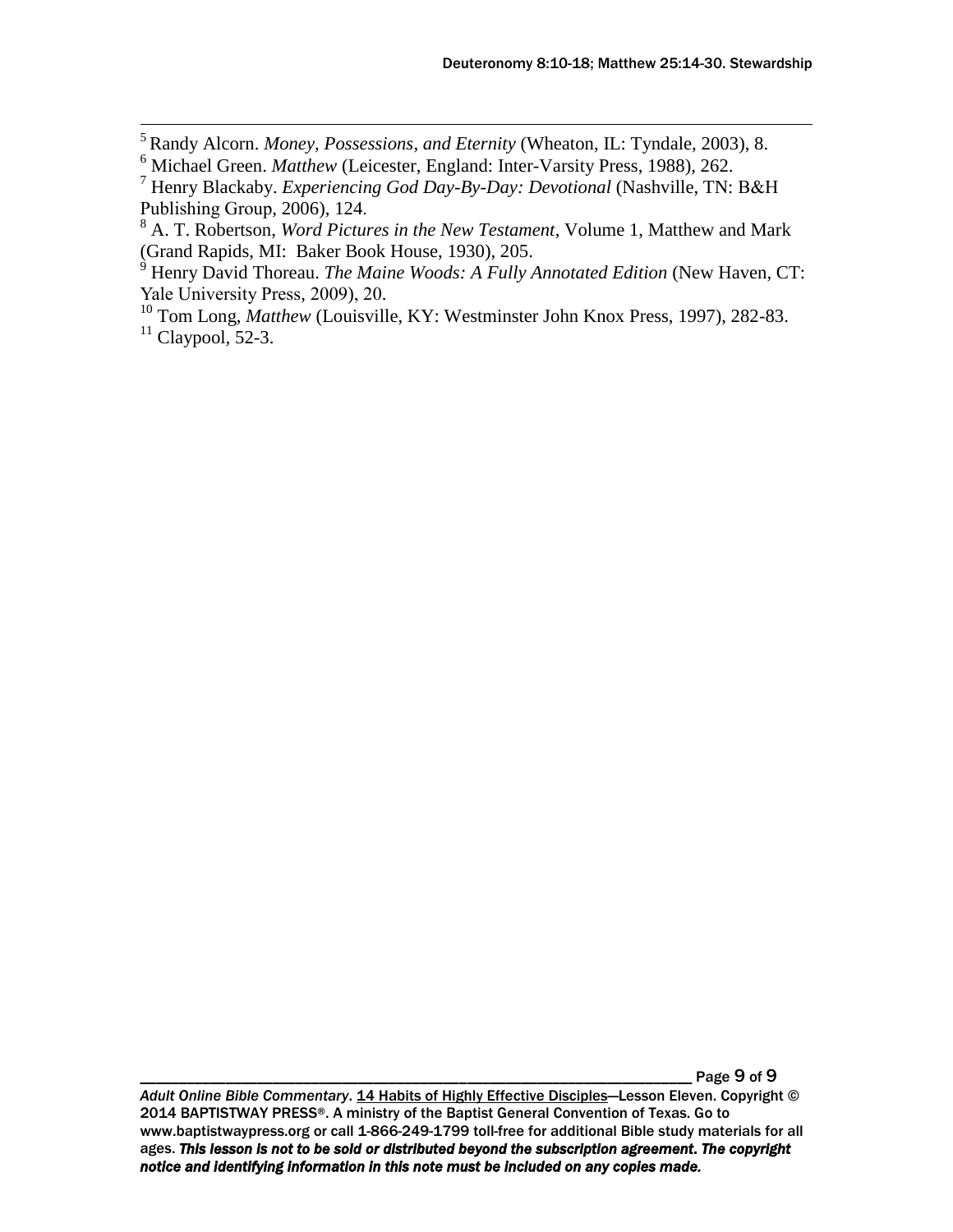[5] Randy Alcorn. *Money, Possessions, and Eternity* (Wheaton, IL: Tyndale, 2003), 8.

[6] Michael Green. *Matthew* (Leicester, England: Inter-Varsity Press, 1988), 262.

[7] Henry Blackaby. *Experiencing God Day-By-Day: Devotional* (Nashville, TN: B&H Publishing Group, 2006), 124.

[8] A. T. Robertson, *Word Pictures in the New Testament*, Volume 1, Matthew and Mark (Grand Rapids, MI: Baker Book House, 1930), 205.

[9] Henry David Thoreau. *The Maine Woods: A Fully Annotated Edition* (New Haven, CT: Yale University Press, 2009), 20.

[10] Tom Long, *Matthew* (Louisville, KY: Westminster John Knox Press, 1997), 282-83.

[11] Claypool, 52-3.

*Adult Online Bible Commentary*. 14 Habits of Highly Effective Disciples—Lesson Eleven. Copyright © 2014 BAPTISTWAY PRESS®. A ministry of the Baptist General Convention of Texas. Go to www.baptistwaypress.org or call 1-866-249-1799 toll-free for additional Bible study materials for all ages. ***This lesson is not to be sold or distributed beyond the subscription agreement. The copyright notice and identifying information in this note must be included on any copies made.***